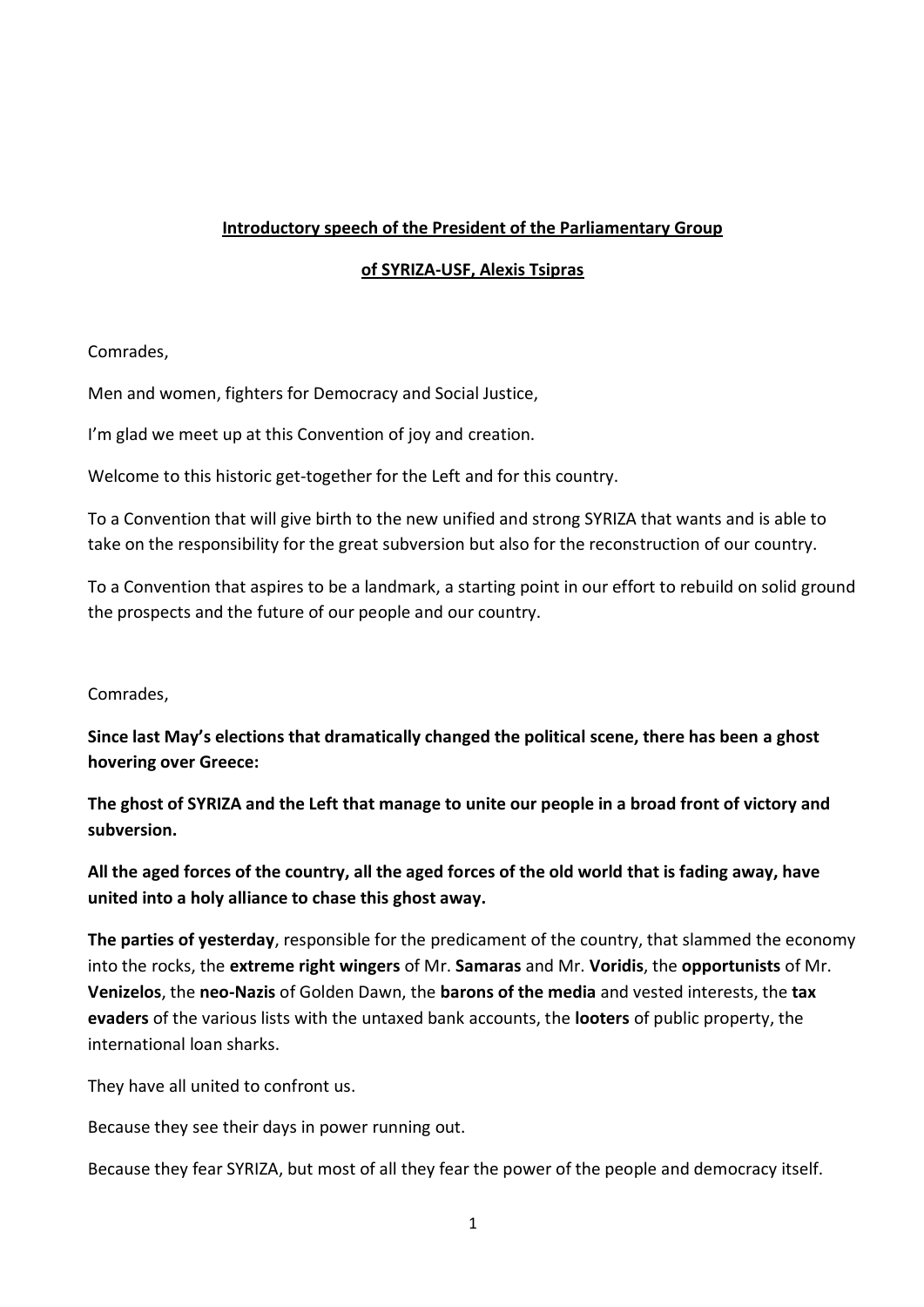## Introductory speech of the President of the Parliamentary Group

## of SYRIZA-USF, Alexis Tsipras

Comrades,

Men and women, fighters for Democracy and Social Justice,

I'm glad we meet up at this Convention of joy and creation.

Welcome to this historic get-together for the Left and for this country.

To a Convention that will give birth to the new unified and strong SYRIZA that wants and is able to take on the responsibility for the great subversion but also for the reconstruction of our country.

To a Convention that aspires to be a landmark, a starting point in our effort to rebuild on solid ground the prospects and the future of our people and our country.

Comrades,

**Since last May's elections that dramatically changed the political scene, there has been a ghost hovering over Greece:**

**The ghost of SYRIZA and the Left that manage to unite our people in a broad front of victory and subversion.**

**All the aged forces of the country, all the aged forces of the old world that is fading away, have united into a holy alliance to chase this ghost away.**

**The parties of yesterday**, responsible for the predicament of the country, that slammed the economy into the rocks, the **extreme right wingers** of Mr. **Samaras** and Mr. **Voridis**, the **opportunists** of Mr. **Venizelos**, the **neo-Nazis** of Golden Dawn, the **barons of the media** and vested interests, the **tax evaders** of the various lists with the untaxed bank accounts, the **looters** of public property, the international loan sharks.

They have all united to confront us.

Because they see their days in power running out.

Because they fear SYRIZA, but most of all they fear the power of the people and democracy itself.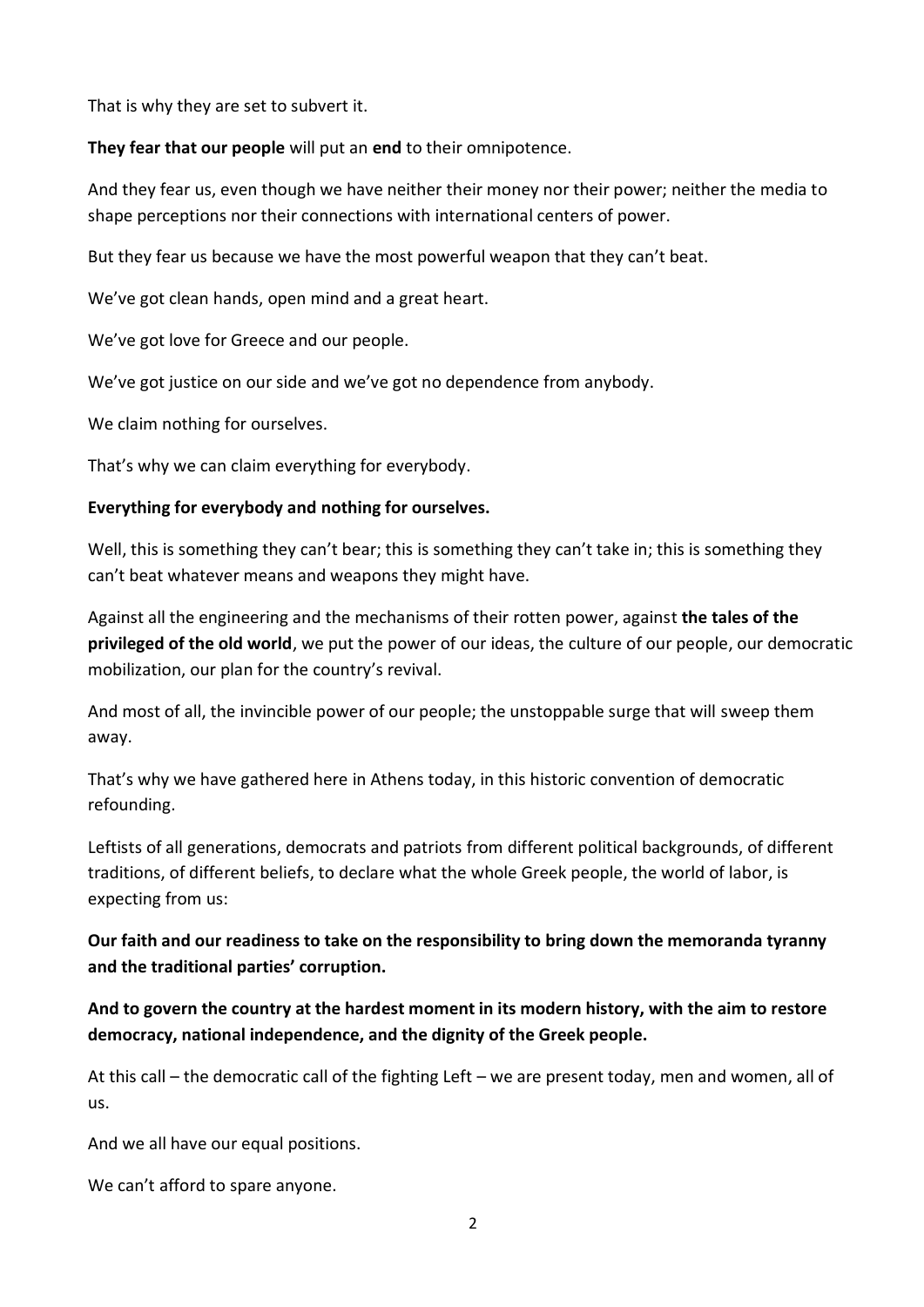That is why they are set to subvert it.

**They fear that our people** will put an **end** to their omnipotence.

And they fear us, even though we have neither their money nor their power; neither the media to shape perceptions nor their connections with international centers of power.

But they fear us because we have the most powerful weapon that they can't beat.

We've got clean hands, open mind and a great heart.

We've got love for Greece and our people.

We've got justice on our side and we've got no dependence from anybody.

We claim nothing for ourselves.

That's why we can claim everything for everybody.

**Everything for everybody and nothing for ourselves.**

Well, this is something they can't bear; this is something they can't take in; this is something they can't beat whatever means and weapons they might have.

Against all the engineering and the mechanisms of their rotten power, against **the tales of the privileged of the old world**, we put the power of our ideas, the culture of our people, our democratic mobilization, our plan for the country's revival.

And most of all, the invincible power of our people; the unstoppable surge that will sweep them away.

That's why we have gathered here in Athens today, in this historic convention of democratic refounding.

Leftists of all generations, democrats and patriots from different political backgrounds, of different traditions, of different beliefs, to declare what the whole Greek people, the world of labor, is expecting from us:

**Our faith and our readiness to take on the responsibility to bring down the memoranda tyranny and the traditional parties' corruption.**

**And to govern the country at the hardest moment in its modern history, with the aim to restore democracy, national independence, and the dignity of the Greek people.**

At this call – the democratic call of the fighting Left – we are present today, men and women, all of us.

And we all have our equal positions.

We can't afford to spare anyone.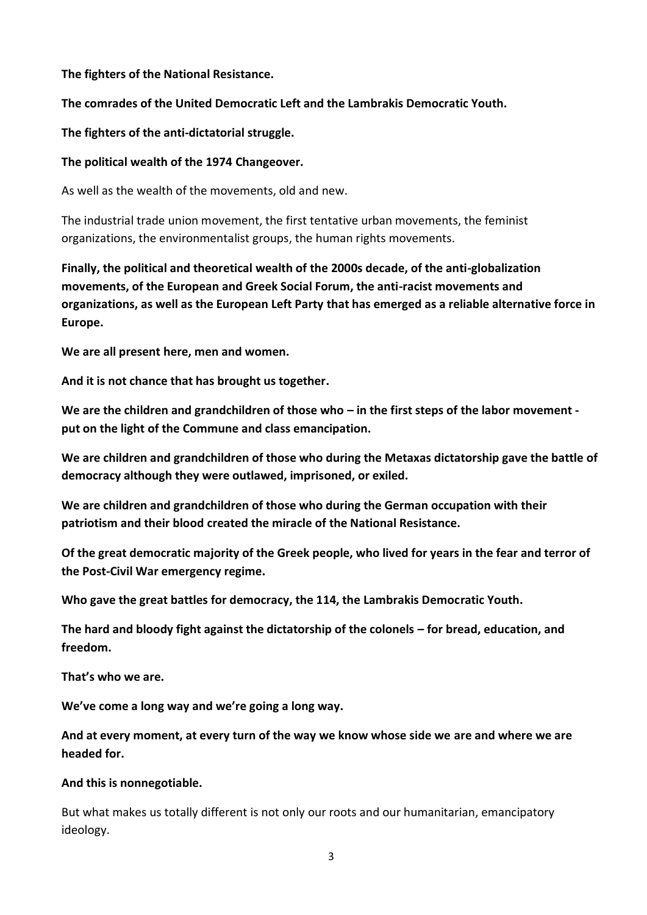**The fighters of the National Resistance.**

**The comrades of the United Democratic Left and the Lambrakis Democratic Youth.**

**The fighters of the anti-dictatorial struggle.**

**The political wealth of the 1974 Changeover.**

As well as the wealth of the movements, old and new.

The industrial trade union movement, the first tentative urban movements, the feminist organizations, the environmentalist groups, the human rights movements.

**Finally, the political and theoretical wealth of the 2000s decade, of the anti-globalization movements, of the European and Greek Social Forum, the anti-racist movements and organizations, as well as the European Left Party that has emerged as a reliable alternative force in Europe.**

**We are all present here, men and women.**

**And it is not chance that has brought us together.**

**We are the children and grandchildren of those who – in the first steps of the labor movement - put on the light of the Commune and class emancipation.**

**We are children and grandchildren of those who during the Metaxas dictatorship gave the battle of democracy although they were outlawed, imprisoned, or exiled.**

**We are children and grandchildren of those who during the German occupation with their patriotism and their blood created the miracle of the National Resistance.**

**Of the great democratic majority of the Greek people, who lived for years in the fear and terror of the Post-Civil War emergency regime.**

**Who gave the great battles for democracy, the 114, the Lambrakis Democratic Youth.**

**The hard and bloody fight against the dictatorship of the colonels – for bread, education, and freedom.**

**That's who we are.**

**We've come a long way and we're going a long way.**

**And at every moment, at every turn of the way we know whose side we are and where we are headed for.**

**And this is nonnegotiable.**

But what makes us totally different is not only our roots and our humanitarian, emancipatory ideology.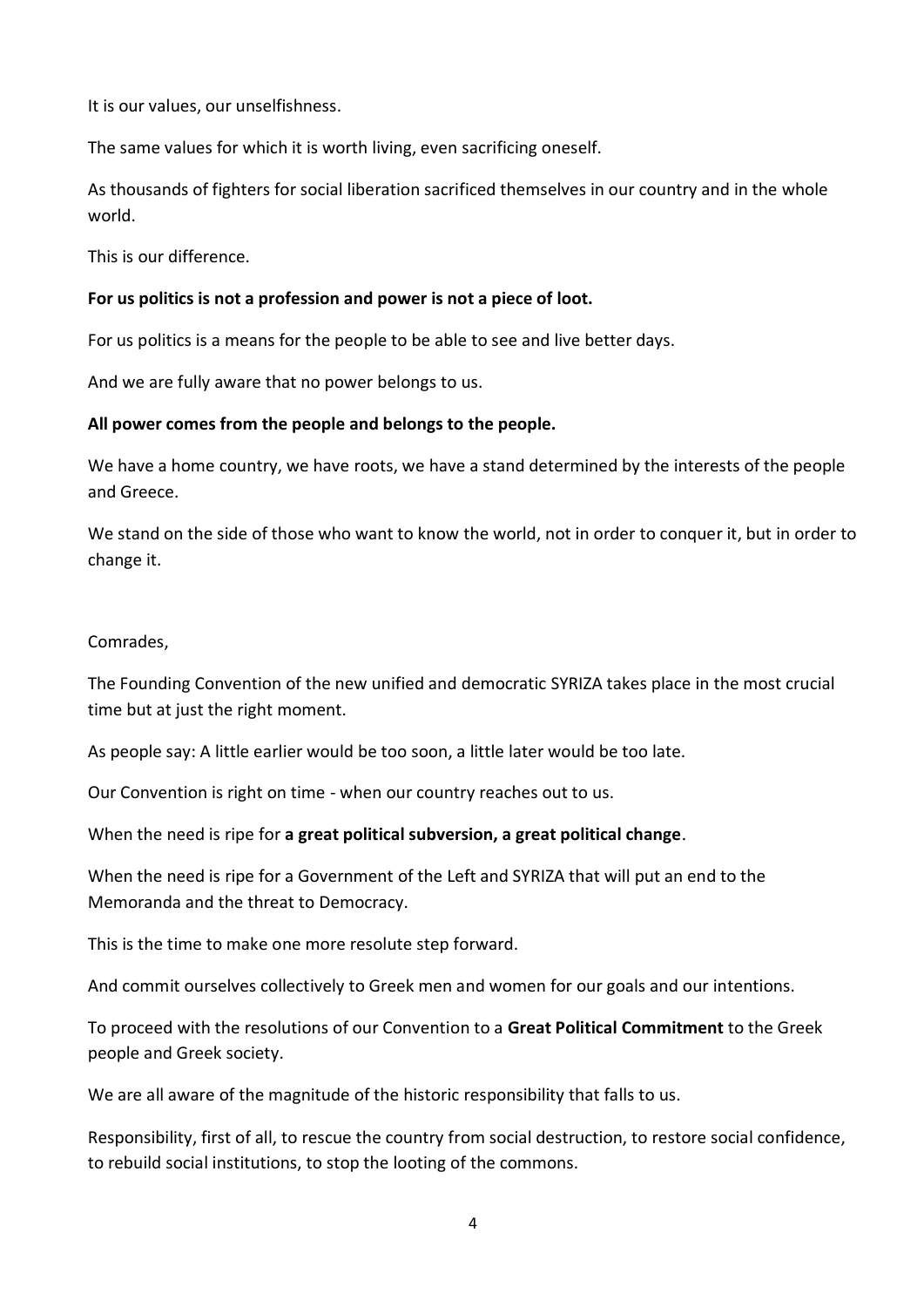It is our values, our unselfishness.

The same values for which it is worth living, even sacrificing oneself.

As thousands of fighters for social liberation sacrificed themselves in our country and in the whole world.

This is our difference.

**For us politics is not a profession and power is not a piece of loot.**

For us politics is a means for the people to be able to see and live better days.

And we are fully aware that no power belongs to us.

**All power comes from the people and belongs to the people.**

We have a home country, we have roots, we have a stand determined by the interests of the people and Greece.

We stand on the side of those who want to know the world, not in order to conquer it, but in order to change it.

Comrades,

The Founding Convention of the new unified and democratic SYRIZA takes place in the most crucial time but at just the right moment.

As people say: A little earlier would be too soon, a little later would be too late.

Our Convention is right on time - when our country reaches out to us.

When the need is ripe for **a great political subversion, a great political change**.

When the need is ripe for a Government of the Left and SYRIZA that will put an end to the Memoranda and the threat to Democracy.

This is the time to make one more resolute step forward.

And commit ourselves collectively to Greek men and women for our goals and our intentions.

To proceed with the resolutions of our Convention to a **Great Political Commitment** to the Greek people and Greek society.

We are all aware of the magnitude of the historic responsibility that falls to us.

Responsibility, first of all, to rescue the country from social destruction, to restore social confidence, to rebuild social institutions, to stop the looting of the commons.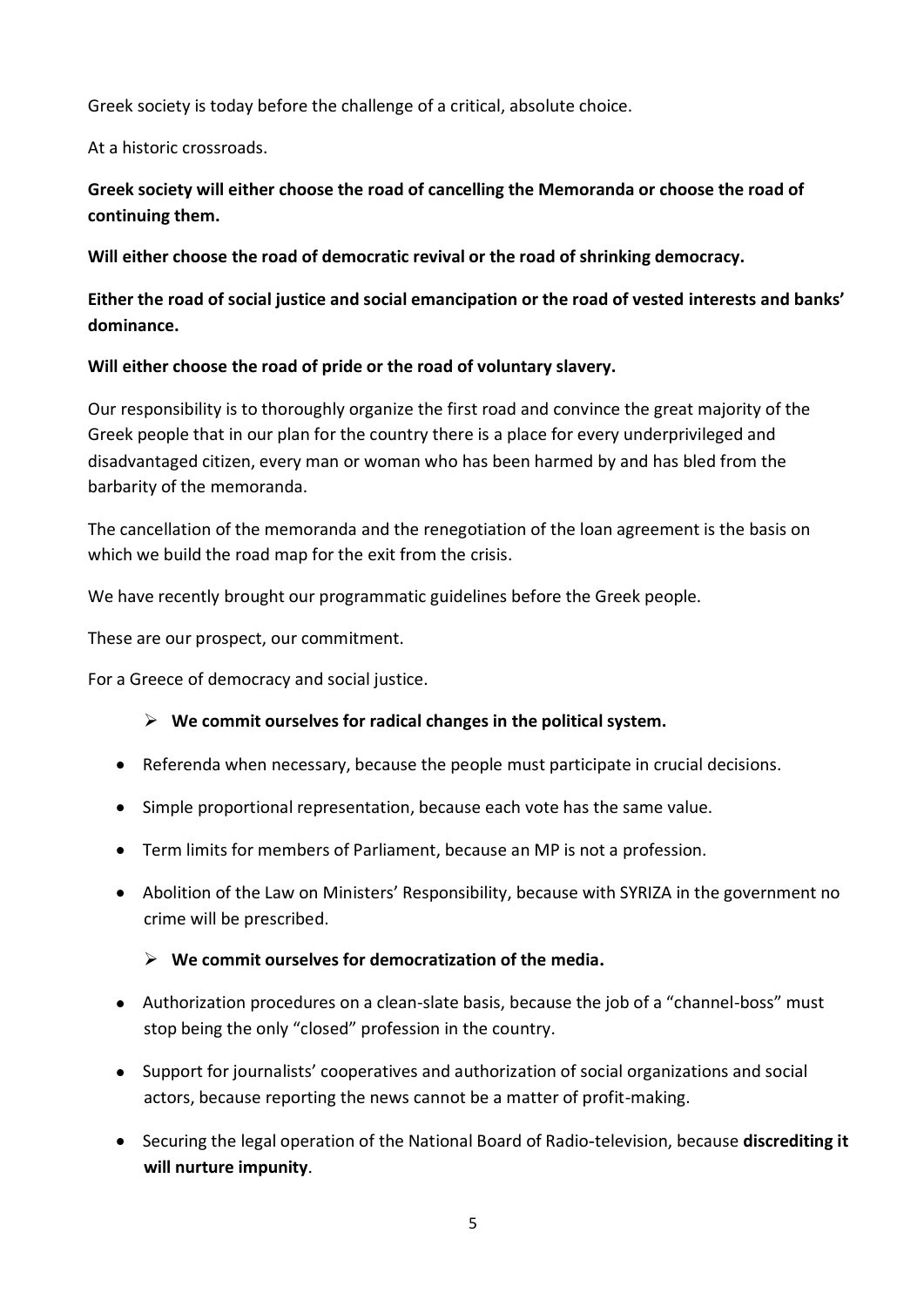Greek society is today before the challenge of a critical, absolute choice.

At a historic crossroads.

**Greek society will either choose the road of cancelling the Memoranda or choose the road of continuing them.**

**Will either choose the road of democratic revival or the road of shrinking democracy.**

**Either the road of social justice and social emancipation or the road of vested interests and banks' dominance.**

**Will either choose the road of pride or the road of voluntary slavery.**

Our responsibility is to thoroughly organize the first road and convince the great majority of the Greek people that in our plan for the country there is a place for every underprivileged and disadvantaged citizen, every man or woman who has been harmed by and has bled from the barbarity of the memoranda.

The cancellation of the memoranda and the renegotiation of the loan agreement is the basis on which we build the road map for the exit from the crisis.

We have recently brought our programmatic guidelines before the Greek people.

These are our prospect, our commitment.

For a Greece of democracy and social justice.

- **We commit ourselves for radical changes in the political system.**

- Referenda when necessary, because the people must participate in crucial decisions.
- Simple proportional representation, because each vote has the same value.
- Term limits for members of Parliament, because an MP is not a profession.
- Abolition of the Law on Ministers' Responsibility, because with SYRIZA in the government no crime will be prescribed.

- **We commit ourselves for democratization of the media.**

- Authorization procedures on a clean-slate basis, because the job of a "channel-boss" must stop being the only "closed" profession in the country.
- Support for journalists' cooperatives and authorization of social organizations and social actors, because reporting the news cannot be a matter of profit-making.
- Securing the legal operation of the National Board of Radio-television, because **discrediting it will nurture impunity**.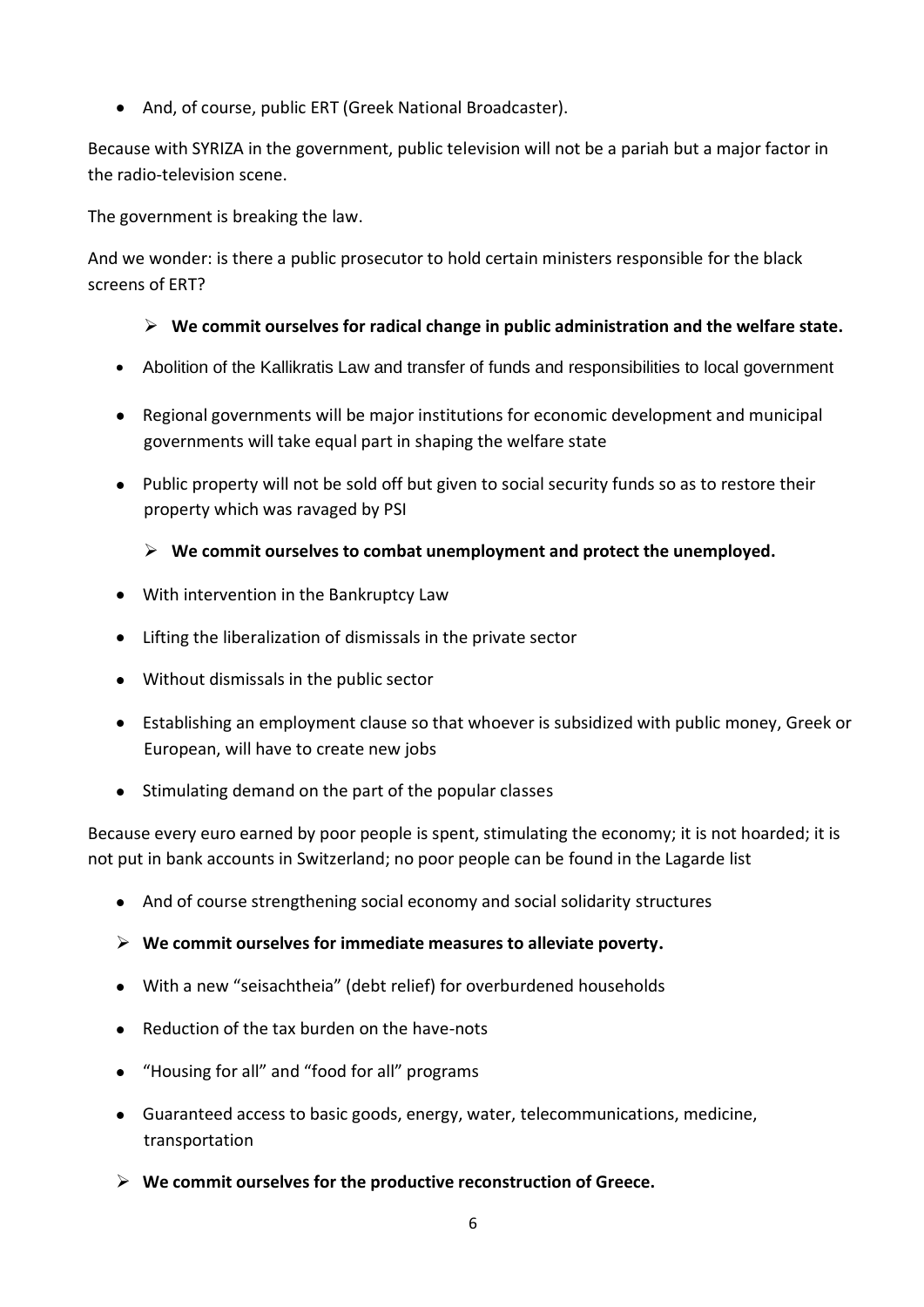- And, of course, public ERT (Greek National Broadcaster).

Because with SYRIZA in the government, public television will not be a pariah but a major factor in the radio-television scene.

The government is breaking the law.

And we wonder: is there a public prosecutor to hold certain ministers responsible for the black screens of ERT?

- **We commit ourselves for radical change in public administration and the welfare state.**

- Abolition of the Kallikratis Law and transfer of funds and responsibilities to local government
- Regional governments will be major institutions for economic development and municipal governments will take equal part in shaping the welfare state
- Public property will not be sold off but given to social security funds so as to restore their property which was ravaged by PSI

- **We commit ourselves to combat unemployment and protect the unemployed.**

- With intervention in the Bankruptcy Law
- Lifting the liberalization of dismissals in the private sector
- Without dismissals in the public sector
- Establishing an employment clause so that whoever is subsidized with public money, Greek or European, will have to create new jobs
- Stimulating demand on the part of the popular classes

Because every euro earned by poor people is spent, stimulating the economy; it is not hoarded; it is not put in bank accounts in Switzerland; no poor people can be found in the Lagarde list

- And of course strengthening social economy and social solidarity structures

- **We commit ourselves for immediate measures to alleviate poverty.**

- With a new "seisachtheia" (debt relief) for overburdened households
- Reduction of the tax burden on the have-nots
- "Housing for all" and "food for all" programs
- Guaranteed access to basic goods, energy, water, telecommunications, medicine, transportation

- **We commit ourselves for the productive reconstruction of Greece.**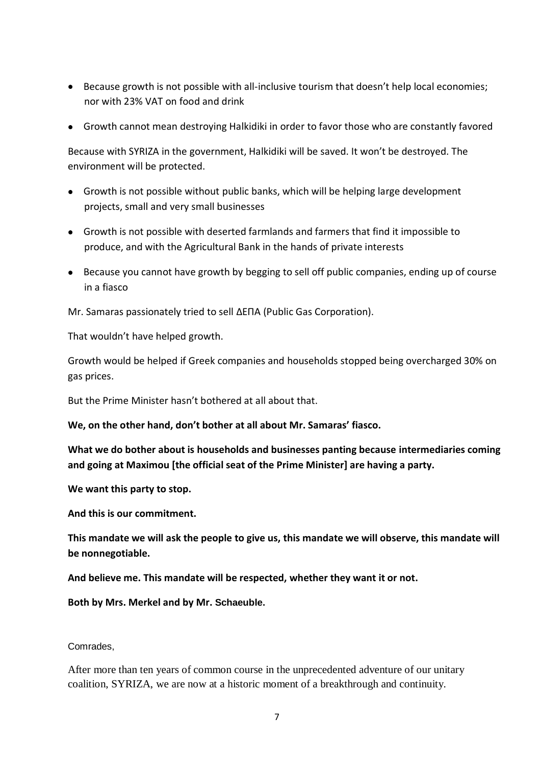- Because growth is not possible with all-inclusive tourism that doesn't help local economies; nor with 23% VAT on food and drink
- Growth cannot mean destroying Halkidiki in order to favor those who are constantly favored

Because with SYRIZA in the government, Halkidiki will be saved. It won't be destroyed. The environment will be protected.

- Growth is not possible without public banks, which will be helping large development projects, small and very small businesses
- Growth is not possible with deserted farmlands and farmers that find it impossible to produce, and with the Agricultural Bank in the hands of private interests
- Because you cannot have growth by begging to sell off public companies, ending up of course in a fiasco

Mr. Samaras passionately tried to sell ΔΕΠΑ (Public Gas Corporation).

That wouldn't have helped growth.

Growth would be helped if Greek companies and households stopped being overcharged 30% on gas prices.

But the Prime Minister hasn't bothered at all about that.

**We, on the other hand, don't bother at all about Mr. Samaras' fiasco.**

**What we do bother about is households and businesses panting because intermediaries coming and going at Maximou [the official seat of the Prime Minister] are having a party.**

**We want this party to stop.**

**And this is our commitment.**

**This mandate we will ask the people to give us, this mandate we will observe, this mandate will be nonnegotiable.**

**And believe me. This mandate will be respected, whether they want it or not.**

**Both by Mrs. Merkel and by Mr. Schaeuble.**

Comrades,

After more than ten years of common course in the unprecedented adventure of our unitary coalition, SYRIZA, we are now at a historic moment of a breakthrough and continuity.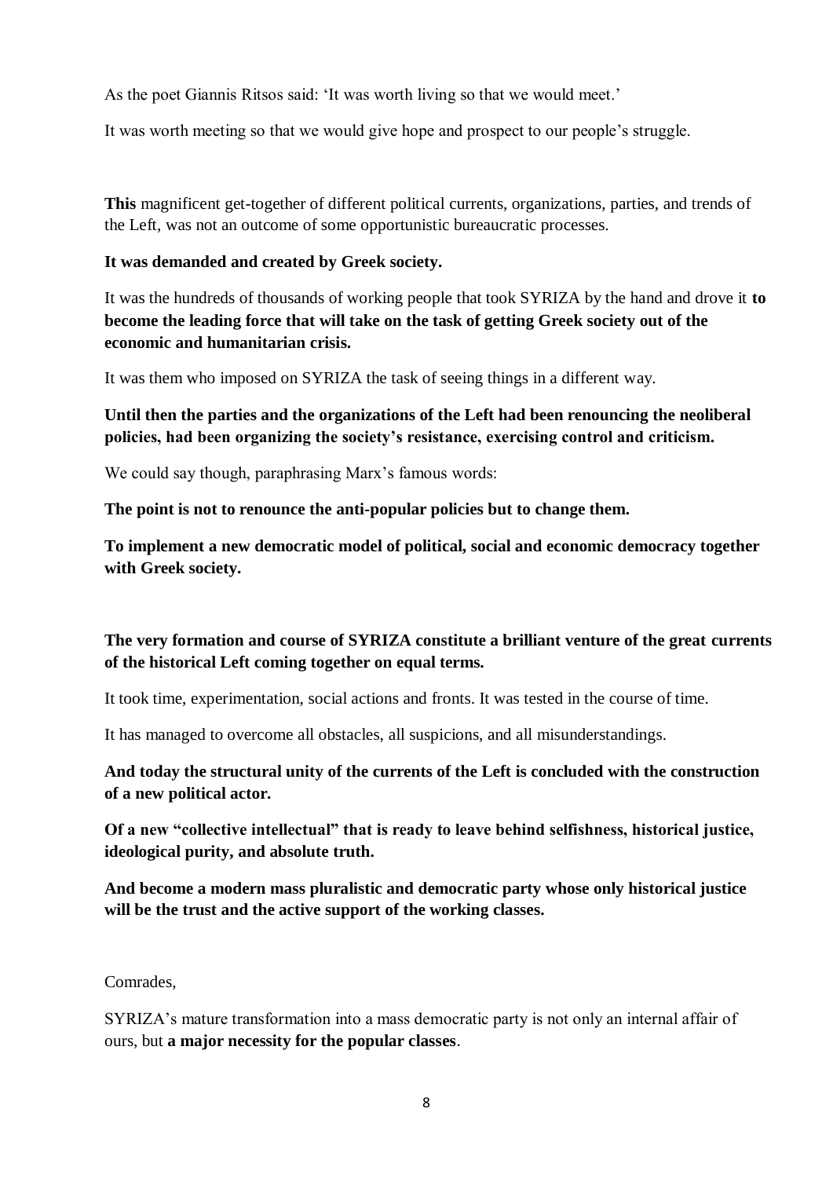As the poet Giannis Ritsos said: 'It was worth living so that we would meet.'

It was worth meeting so that we would give hope and prospect to our people's struggle.

**This** magnificent get-together of different political currents, organizations, parties, and trends of the Left, was not an outcome of some opportunistic bureaucratic processes.

**It was demanded and created by Greek society.**

It was the hundreds of thousands of working people that took SYRIZA by the hand and drove it **to become the leading force that will take on the task of getting Greek society out of the economic and humanitarian crisis.**

It was them who imposed on SYRIZA the task of seeing things in a different way.

**Until then the parties and the organizations of the Left had been renouncing the neoliberal policies, had been organizing the society's resistance, exercising control and criticism.**

We could say though, paraphrasing Marx's famous words:

**The point is not to renounce the anti-popular policies but to change them.**

**To implement a new democratic model of political, social and economic democracy together with Greek society.**

**The very formation and course of SYRIZA constitute a brilliant venture of the great currents of the historical Left coming together on equal terms.**

It took time, experimentation, social actions and fronts. It was tested in the course of time.

It has managed to overcome all obstacles, all suspicions, and all misunderstandings.

**And today the structural unity of the currents of the Left is concluded with the construction of a new political actor.**

**Of a new "collective intellectual" that is ready to leave behind selfishness, historical justice, ideological purity, and absolute truth.**

**And become a modern mass pluralistic and democratic party whose only historical justice will be the trust and the active support of the working classes.**

Comrades,

SYRIZA's mature transformation into a mass democratic party is not only an internal affair of ours, but **a major necessity for the popular classes**.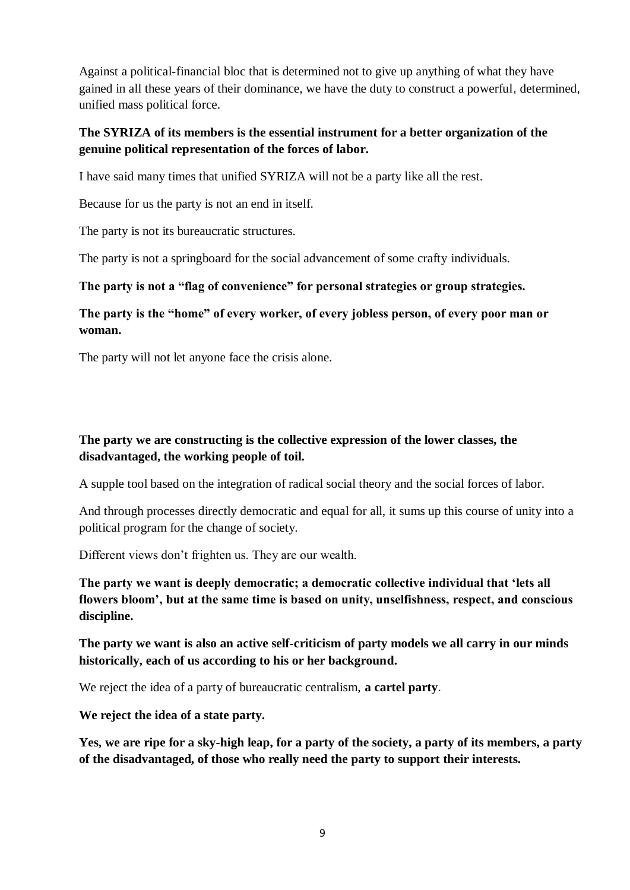Against a political-financial bloc that is determined not to give up anything of what they have gained in all these years of their dominance, we have the duty to construct a powerful, determined, unified mass political force.

**The SYRIZA of its members is the essential instrument for a better organization of the genuine political representation of the forces of labor.**

I have said many times that unified SYRIZA will not be a party like all the rest.

Because for us the party is not an end in itself.

The party is not its bureaucratic structures.

The party is not a springboard for the social advancement of some crafty individuals.

**The party is not a "flag of convenience" for personal strategies or group strategies.**

**The party is the "home" of every worker, of every jobless person, of every poor man or woman.**

The party will not let anyone face the crisis alone.

**The party we are constructing is the collective expression of the lower classes, the disadvantaged, the working people of toil.**

A supple tool based on the integration of radical social theory and the social forces of labor.

And through processes directly democratic and equal for all, it sums up this course of unity into a political program for the change of society.

Different views don't frighten us. They are our wealth.

**The party we want is deeply democratic; a democratic collective individual that 'lets all flowers bloom', but at the same time is based on unity, unselfishness, respect, and conscious discipline.**

**The party we want is also an active self-criticism of party models we all carry in our minds historically, each of us according to his or her background.**

We reject the idea of a party of bureaucratic centralism, **a cartel party**.

**We reject the idea of a state party.**

**Yes, we are ripe for a sky-high leap, for a party of the society, a party of its members, a party of the disadvantaged, of those who really need the party to support their interests.**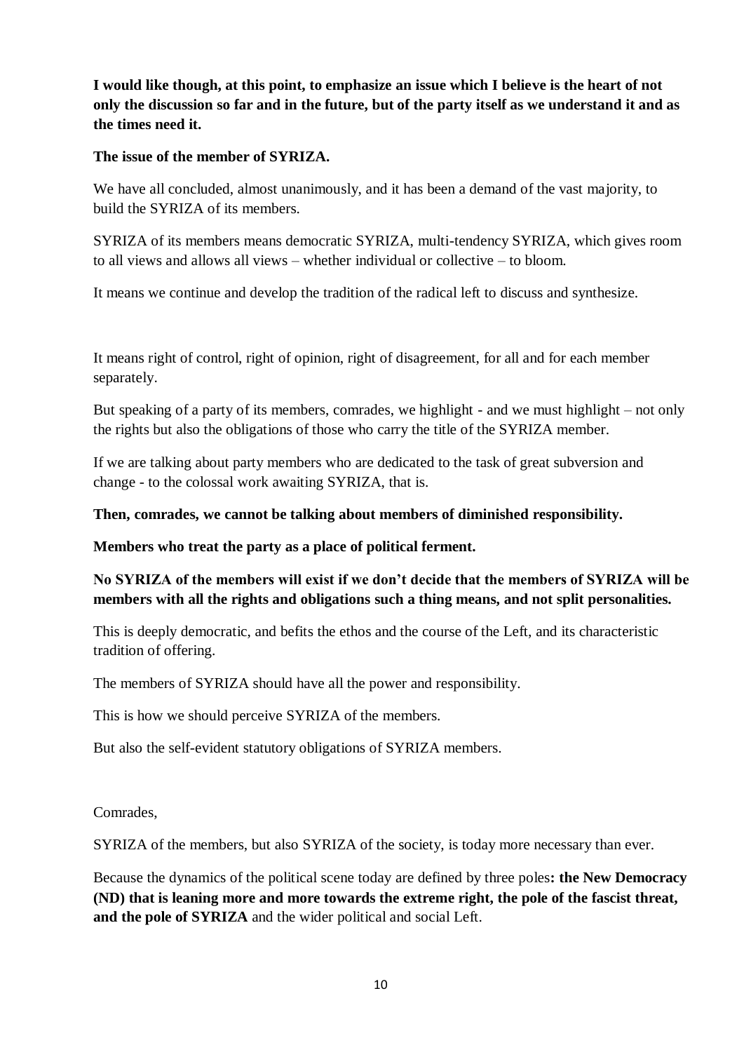**I would like though, at this point, to emphasize an issue which I believe is the heart of not only the discussion so far and in the future, but of the party itself as we understand it and as the times need it.**

**The issue of the member of SYRIZA.**

We have all concluded, almost unanimously, and it has been a demand of the vast majority, to build the SYRIZA of its members.

SYRIZA of its members means democratic SYRIZA, multi-tendency SYRIZA, which gives room to all views and allows all views – whether individual or collective – to bloom.

It means we continue and develop the tradition of the radical left to discuss and synthesize.

It means right of control, right of opinion, right of disagreement, for all and for each member separately.

But speaking of a party of its members, comrades, we highlight - and we must highlight – not only the rights but also the obligations of those who carry the title of the SYRIZA member.

If we are talking about party members who are dedicated to the task of great subversion and change - to the colossal work awaiting SYRIZA, that is.

**Then, comrades, we cannot be talking about members of diminished responsibility.**

**Members who treat the party as a place of political ferment.**

**No SYRIZA of the members will exist if we don't decide that the members of SYRIZA will be members with all the rights and obligations such a thing means, and not split personalities.**

This is deeply democratic, and befits the ethos and the course of the Left, and its characteristic tradition of offering.

The members of SYRIZA should have all the power and responsibility.

This is how we should perceive SYRIZA of the members.

But also the self-evident statutory obligations of SYRIZA members.

Comrades,

SYRIZA of the members, but also SYRIZA of the society, is today more necessary than ever.

Because the dynamics of the political scene today are defined by three poles**: the New Democracy (ND) that is leaning more and more towards the extreme right, the pole of the fascist threat, and the pole of SYRIZA** and the wider political and social Left.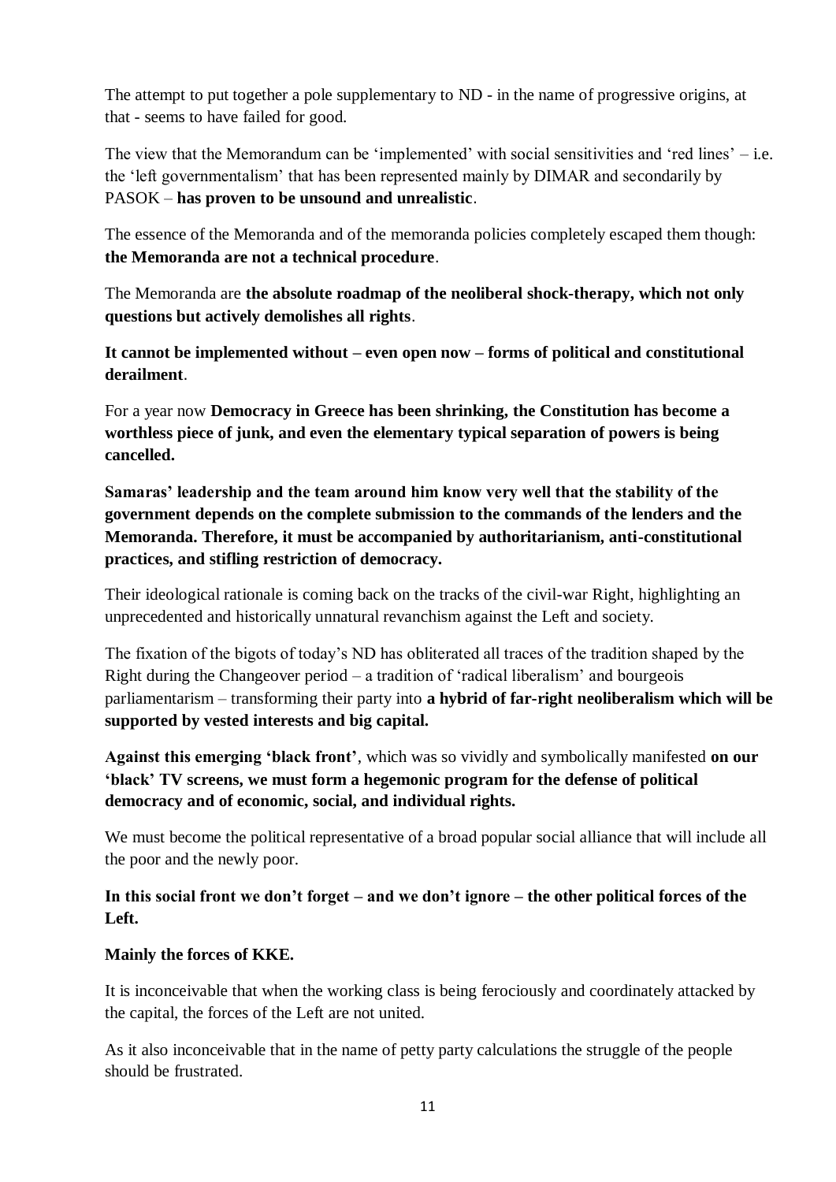The attempt to put together a pole supplementary to ND - in the name of progressive origins, at that - seems to have failed for good.

The view that the Memorandum can be 'implemented' with social sensitivities and 'red lines' – i.e. the 'left governmentalism' that has been represented mainly by DIMAR and secondarily by PASOK – **has proven to be unsound and unrealistic**.

The essence of the Memoranda and of the memoranda policies completely escaped them though: **the Memoranda are not a technical procedure**.

The Memoranda are **the absolute roadmap of the neoliberal shock-therapy, which not only questions but actively demolishes all rights**.

**It cannot be implemented without – even open now – forms of political and constitutional derailment**.

For a year now **Democracy in Greece has been shrinking, the Constitution has become a worthless piece of junk, and even the elementary typical separation of powers is being cancelled.**

**Samaras' leadership and the team around him know very well that the stability of the government depends on the complete submission to the commands of the lenders and the Memoranda. Therefore, it must be accompanied by authoritarianism, anti-constitutional practices, and stifling restriction of democracy.**

Their ideological rationale is coming back on the tracks of the civil-war Right, highlighting an unprecedented and historically unnatural revanchism against the Left and society.

The fixation of the bigots of today's ND has obliterated all traces of the tradition shaped by the Right during the Changeover period – a tradition of 'radical liberalism' and bourgeois parliamentarism – transforming their party into **a hybrid of far-right neoliberalism which will be supported by vested interests and big capital.**

**Against this emerging 'black front'**, which was so vividly and symbolically manifested **on our 'black' TV screens, we must form a hegemonic program for the defense of political democracy and of economic, social, and individual rights.**

We must become the political representative of a broad popular social alliance that will include all the poor and the newly poor.

**In this social front we don't forget – and we don't ignore – the other political forces of the Left.**

**Mainly the forces of KKE.**

It is inconceivable that when the working class is being ferociously and coordinately attacked by the capital, the forces of the Left are not united.

As it also inconceivable that in the name of petty party calculations the struggle of the people should be frustrated.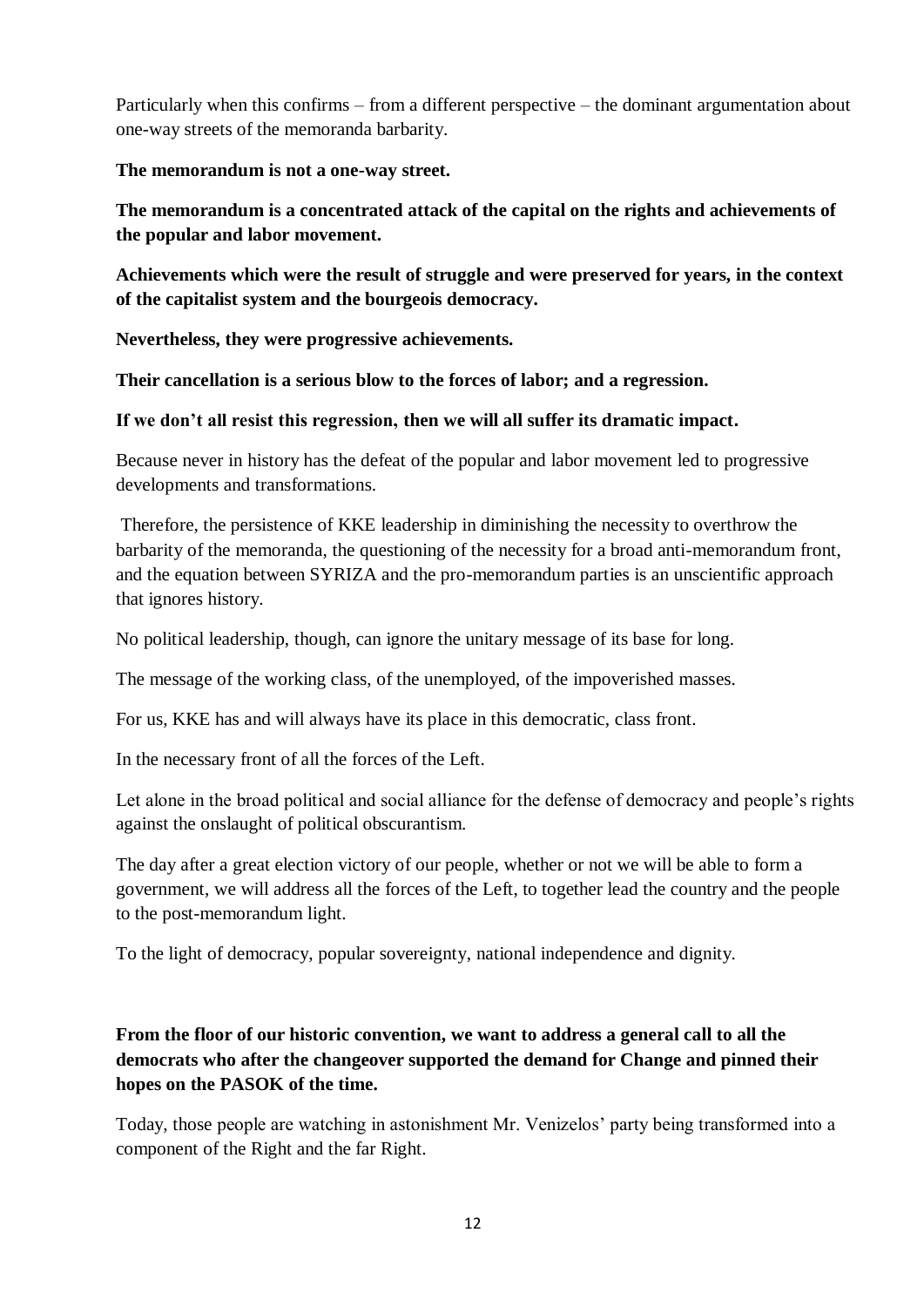Particularly when this confirms – from a different perspective – the dominant argumentation about one-way streets of the memoranda barbarity.

**The memorandum is not a one-way street.**

**The memorandum is a concentrated attack of the capital on the rights and achievements of the popular and labor movement.**

**Achievements which were the result of struggle and were preserved for years, in the context of the capitalist system and the bourgeois democracy.**

**Nevertheless, they were progressive achievements.**

**Their cancellation is a serious blow to the forces of labor; and a regression.**

**If we don't all resist this regression, then we will all suffer its dramatic impact.**

Because never in history has the defeat of the popular and labor movement led to progressive developments and transformations.

Therefore, the persistence of KKE leadership in diminishing the necessity to overthrow the barbarity of the memoranda, the questioning of the necessity for a broad anti-memorandum front, and the equation between SYRIZA and the pro-memorandum parties is an unscientific approach that ignores history.

No political leadership, though, can ignore the unitary message of its base for long.

The message of the working class, of the unemployed, of the impoverished masses.

For us, KKE has and will always have its place in this democratic, class front.

In the necessary front of all the forces of the Left.

Let alone in the broad political and social alliance for the defense of democracy and people's rights against the onslaught of political obscurantism.

The day after a great election victory of our people, whether or not we will be able to form a government, we will address all the forces of the Left, to together lead the country and the people to the post-memorandum light.

To the light of democracy, popular sovereignty, national independence and dignity.

**From the floor of our historic convention, we want to address a general call to all the democrats who after the changeover supported the demand for Change and pinned their hopes on the PASOK of the time.**

Today, those people are watching in astonishment Mr. Venizelos' party being transformed into a component of the Right and the far Right.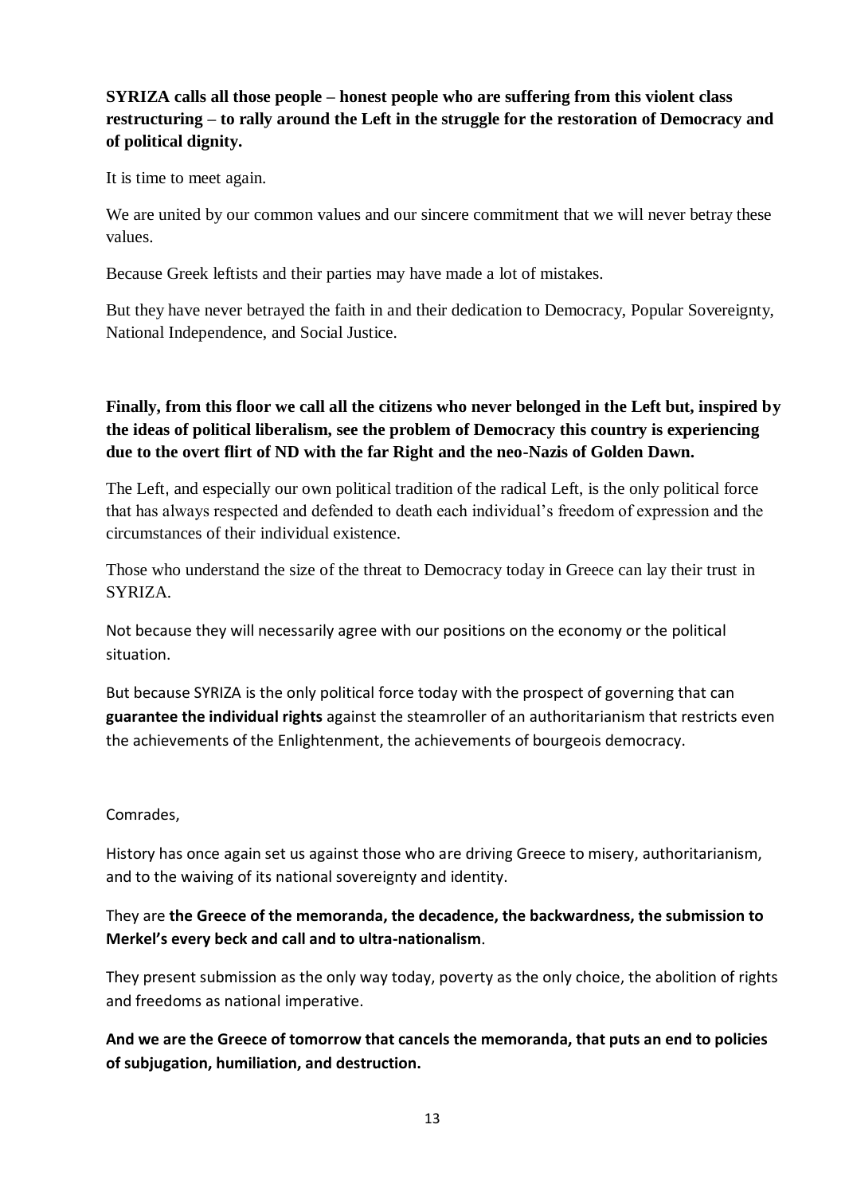**SYRIZA calls all those people – honest people who are suffering from this violent class restructuring – to rally around the Left in the struggle for the restoration of Democracy and of political dignity.**

It is time to meet again.

We are united by our common values and our sincere commitment that we will never betray these values.

Because Greek leftists and their parties may have made a lot of mistakes.

But they have never betrayed the faith in and their dedication to Democracy, Popular Sovereignty, National Independence, and Social Justice.

**Finally, from this floor we call all the citizens who never belonged in the Left but, inspired by the ideas of political liberalism, see the problem of Democracy this country is experiencing due to the overt flirt of ND with the far Right and the neo-Nazis of Golden Dawn.**

The Left, and especially our own political tradition of the radical Left, is the only political force that has always respected and defended to death each individual's freedom of expression and the circumstances of their individual existence.

Those who understand the size of the threat to Democracy today in Greece can lay their trust in SYRIZA.

Not because they will necessarily agree with our positions on the economy or the political situation.

But because SYRIZA is the only political force today with the prospect of governing that can **guarantee the individual rights** against the steamroller of an authoritarianism that restricts even the achievements of the Enlightenment, the achievements of bourgeois democracy.

Comrades,

History has once again set us against those who are driving Greece to misery, authoritarianism, and to the waiving of its national sovereignty and identity.

They are **the Greece of the memoranda, the decadence, the backwardness, the submission to Merkel's every beck and call and to ultra-nationalism**.

They present submission as the only way today, poverty as the only choice, the abolition of rights and freedoms as national imperative.

**And we are the Greece of tomorrow that cancels the memoranda, that puts an end to policies of subjugation, humiliation, and destruction.**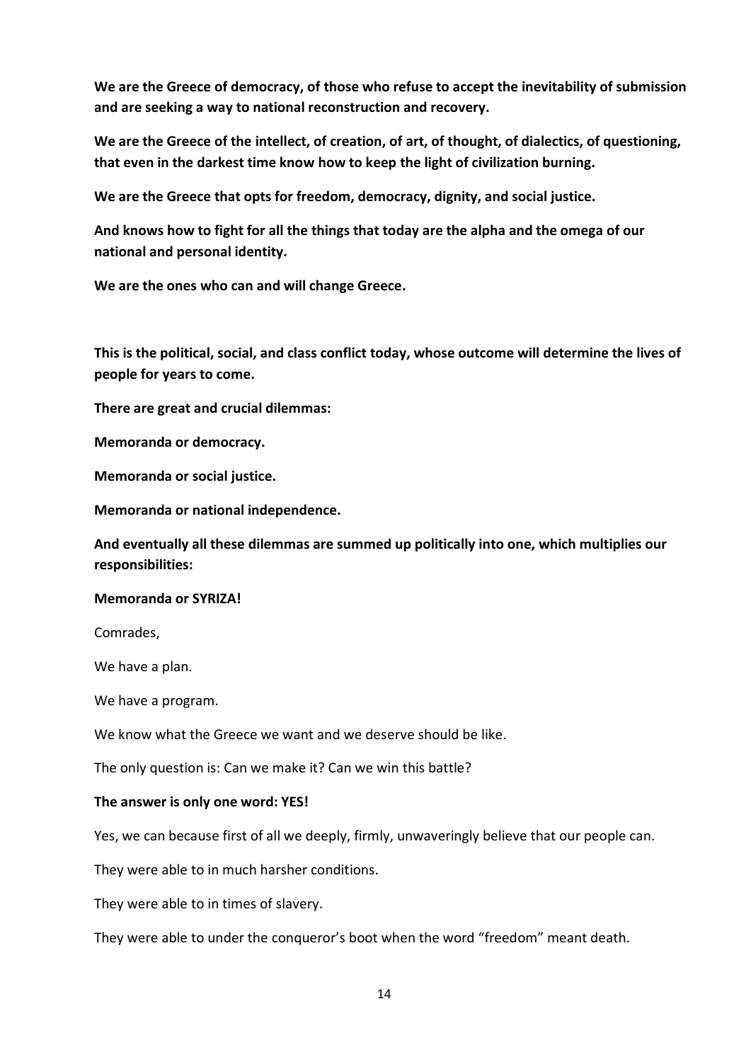**We are the Greece of democracy, of those who refuse to accept the inevitability of submission and are seeking a way to national reconstruction and recovery.**

**We are the Greece of the intellect, of creation, of art, of thought, of dialectics, of questioning, that even in the darkest time know how to keep the light of civilization burning.**

**We are the Greece that opts for freedom, democracy, dignity, and social justice.**

**And knows how to fight for all the things that today are the alpha and the omega of our national and personal identity.**

**We are the ones who can and will change Greece.**

**This is the political, social, and class conflict today, whose outcome will determine the lives of people for years to come.**

**There are great and crucial dilemmas:**

**Memoranda or democracy.**

**Memoranda or social justice.**

**Memoranda or national independence.**

**And eventually all these dilemmas are summed up politically into one, which multiplies our responsibilities:**

**Memoranda or SYRIZA!**

Comrades,

We have a plan.

We have a program.

We know what the Greece we want and we deserve should be like.

The only question is: Can we make it? Can we win this battle?

**The answer is only one word: YES!**

Yes, we can because first of all we deeply, firmly, unwaveringly believe that our people can.

They were able to in much harsher conditions.

They were able to in times of slavery.

They were able to under the conqueror's boot when the word "freedom" meant death.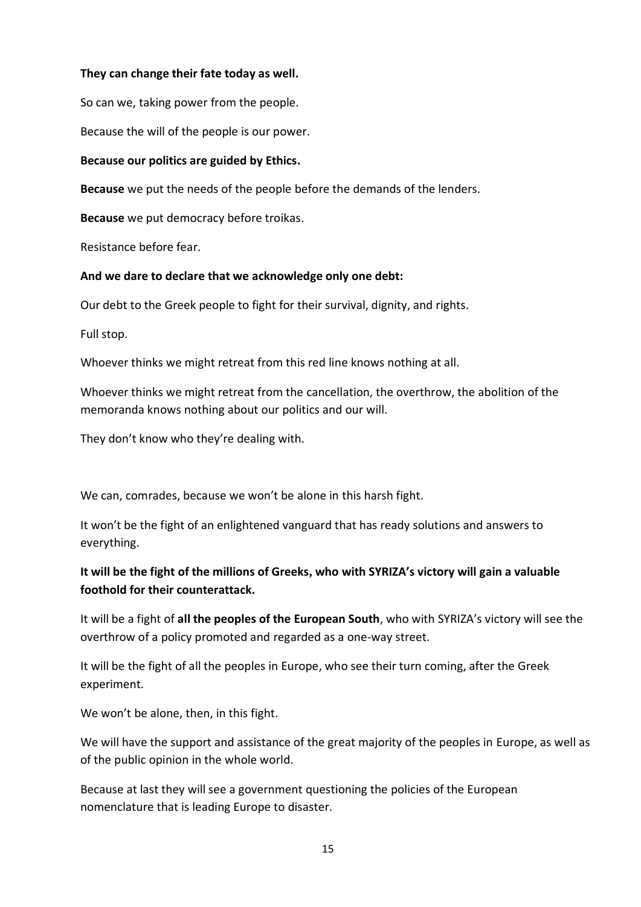**They can change their fate today as well.**

So can we, taking power from the people.

Because the will of the people is our power.

**Because our politics are guided by Ethics.**

**Because** we put the needs of the people before the demands of the lenders.

**Because** we put democracy before troikas.

Resistance before fear.

**And we dare to declare that we acknowledge only one debt:**

Our debt to the Greek people to fight for their survival, dignity, and rights.

Full stop.

Whoever thinks we might retreat from this red line knows nothing at all.

Whoever thinks we might retreat from the cancellation, the overthrow, the abolition of the memoranda knows nothing about our politics and our will.

They don't know who they're dealing with.

We can, comrades, because we won't be alone in this harsh fight.

It won't be the fight of an enlightened vanguard that has ready solutions and answers to everything.

**It will be the fight of the millions of Greeks, who with SYRIZA's victory will gain a valuable foothold for their counterattack.**

It will be a fight of **all the peoples of the European South**, who with SYRIZA's victory will see the overthrow of a policy promoted and regarded as a one-way street.

It will be the fight of all the peoples in Europe, who see their turn coming, after the Greek experiment.

We won't be alone, then, in this fight.

We will have the support and assistance of the great majority of the peoples in Europe, as well as of the public opinion in the whole world.

Because at last they will see a government questioning the policies of the European nomenclature that is leading Europe to disaster.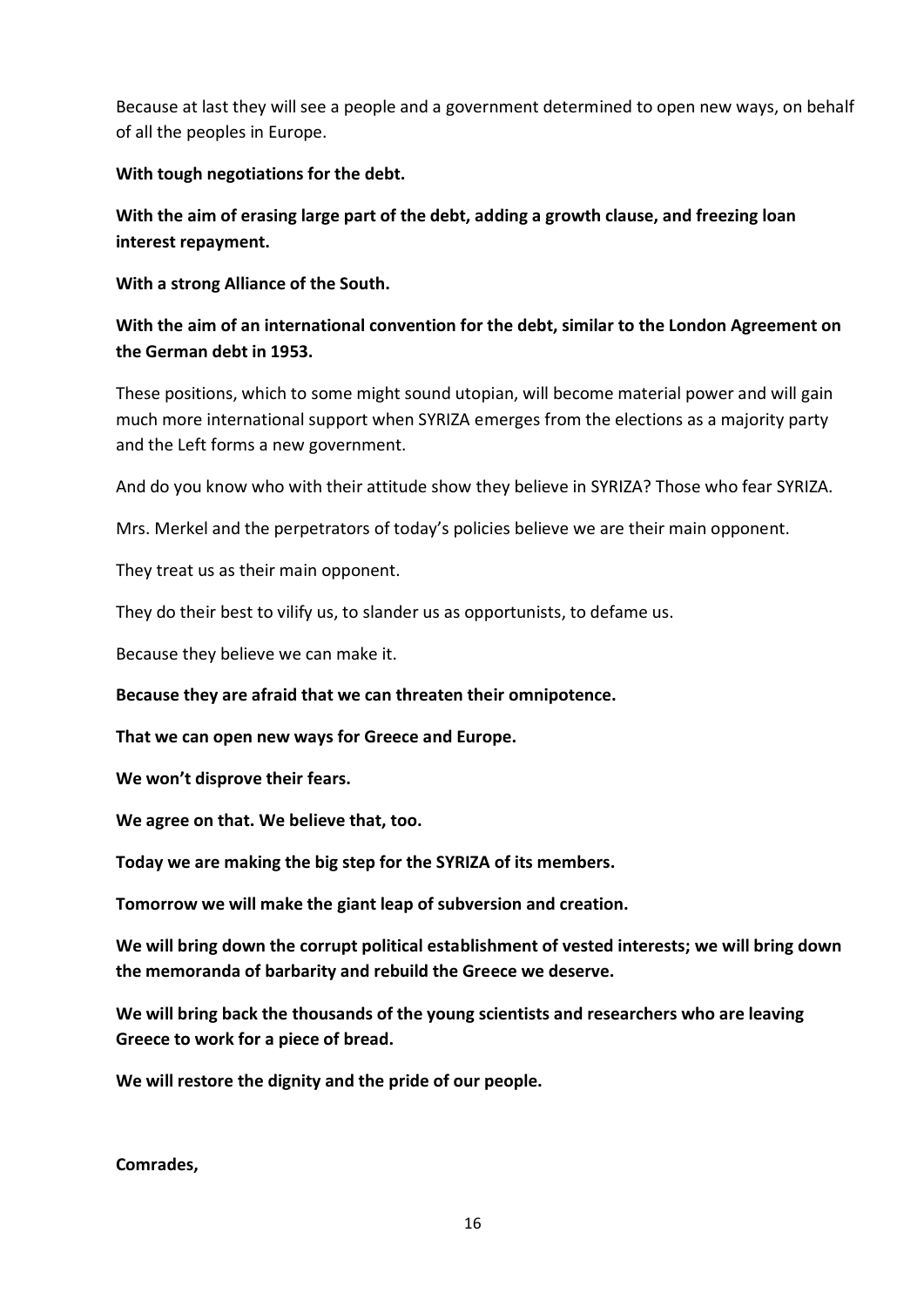Because at last they will see a people and a government determined to open new ways, on behalf of all the peoples in Europe.

**With tough negotiations for the debt.**

**With the aim of erasing large part of the debt, adding a growth clause, and freezing loan interest repayment.**

**With a strong Alliance of the South.**

**With the aim of an international convention for the debt, similar to the London Agreement on the German debt in 1953.**

These positions, which to some might sound utopian, will become material power and will gain much more international support when SYRIZA emerges from the elections as a majority party and the Left forms a new government.

And do you know who with their attitude show they believe in SYRIZA? Those who fear SYRIZA.

Mrs. Merkel and the perpetrators of today's policies believe we are their main opponent.

They treat us as their main opponent.

They do their best to vilify us, to slander us as opportunists, to defame us.

Because they believe we can make it.

**Because they are afraid that we can threaten their omnipotence.**

**That we can open new ways for Greece and Europe.**

**We won't disprove their fears.**

**We agree on that. We believe that, too.**

**Today we are making the big step for the SYRIZA of its members.**

**Tomorrow we will make the giant leap of subversion and creation.**

**We will bring down the corrupt political establishment of vested interests; we will bring down the memoranda of barbarity and rebuild the Greece we deserve.**

**We will bring back the thousands of the young scientists and researchers who are leaving Greece to work for a piece of bread.**

**We will restore the dignity and the pride of our people.**

**Comrades,**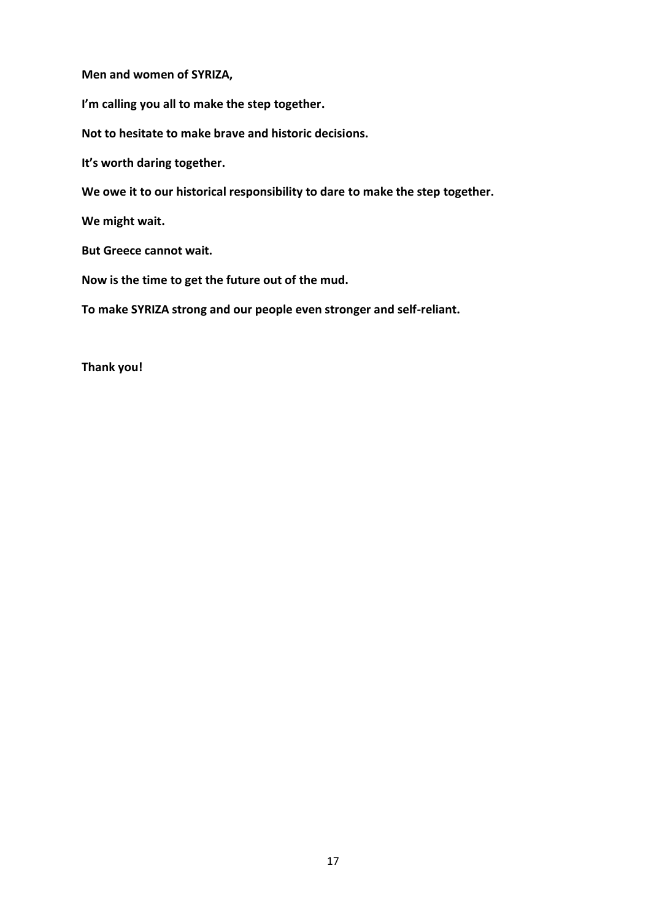**Men and women of SYRIZA,**

**I'm calling you all to make the step together.**

**Not to hesitate to make brave and historic decisions.**

**It's worth daring together.**

**We owe it to our historical responsibility to dare to make the step together.**

**We might wait.**

**But Greece cannot wait.**

**Now is the time to get the future out of the mud.**

**To make SYRIZA strong and our people even stronger and self-reliant.**

**Thank you!**